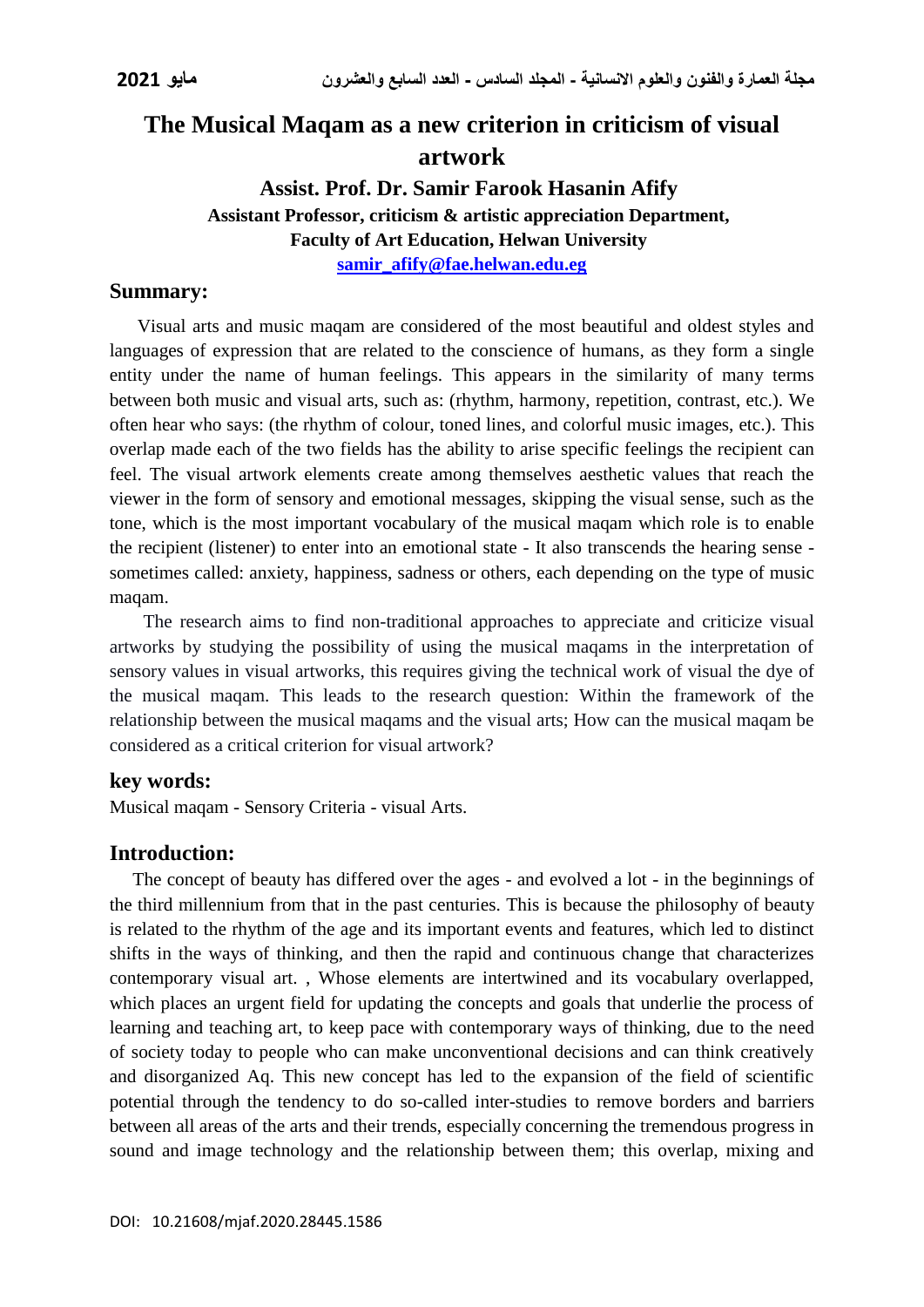# The Musical Maqam as a new criterion in criticism of visual artwork

**Assist. Prof. Dr. Samir Farook Hasanin Afify**

**Assistant Professor, criticism & artistic appreciation Department,**

**Faculty of Art Education, Helwan University**

**samir_afify@fae.helwan.edu.eg**

## Summary:

Visual arts and music maqam are considered of the most beautiful and oldest styles and languages of expression that are related to the conscience of humans, as they form a single entity under the name of human feelings. This appears in the similarity of many terms between both music and visual arts, such as: (rhythm, harmony, repetition, contrast, etc.). We often hear who says: (the rhythm of colour, toned lines, and colorful music images, etc.). This overlap made each of the two fields has the ability to arise specific feelings the recipient can feel. The visual artwork elements create among themselves aesthetic values that reach the viewer in the form of sensory and emotional messages, skipping the visual sense, such as the tone, which is the most important vocabulary of the musical maqam which role is to enable the recipient (listener) to enter into an emotional state - It also transcends the hearing sense - sometimes called: anxiety, happiness, sadness or others, each depending on the type of music maqam.

The research aims to find non-traditional approaches to appreciate and criticize visual artworks by studying the possibility of using the musical maqams in the interpretation of sensory values in visual artworks, this requires giving the technical work of visual the dye of the musical maqam. This leads to the research question: Within the framework of the relationship between the musical maqams and the visual arts; How can the musical maqam be considered as a critical criterion for visual artwork?

## key words:

Musical maqam - Sensory Criteria - visual Arts.

## Introduction:

The concept of beauty has differed over the ages - and evolved a lot - in the beginnings of the third millennium from that in the past centuries. This is because the philosophy of beauty is related to the rhythm of the age and its important events and features, which led to distinct shifts in the ways of thinking, and then the rapid and continuous change that characterizes contemporary visual art. , Whose elements are intertwined and its vocabulary overlapped, which places an urgent field for updating the concepts and goals that underlie the process of learning and teaching art, to keep pace with contemporary ways of thinking, due to the need of society today to people who can make unconventional decisions and can think creatively and disorganized Aq. This new concept has led to the expansion of the field of scientific potential through the tendency to do so-called inter-studies to remove borders and barriers between all areas of the arts and their trends, especially concerning the tremendous progress in sound and image technology and the relationship between them; this overlap, mixing and

DOI: 10.21608/mjaf.2020.28445.1586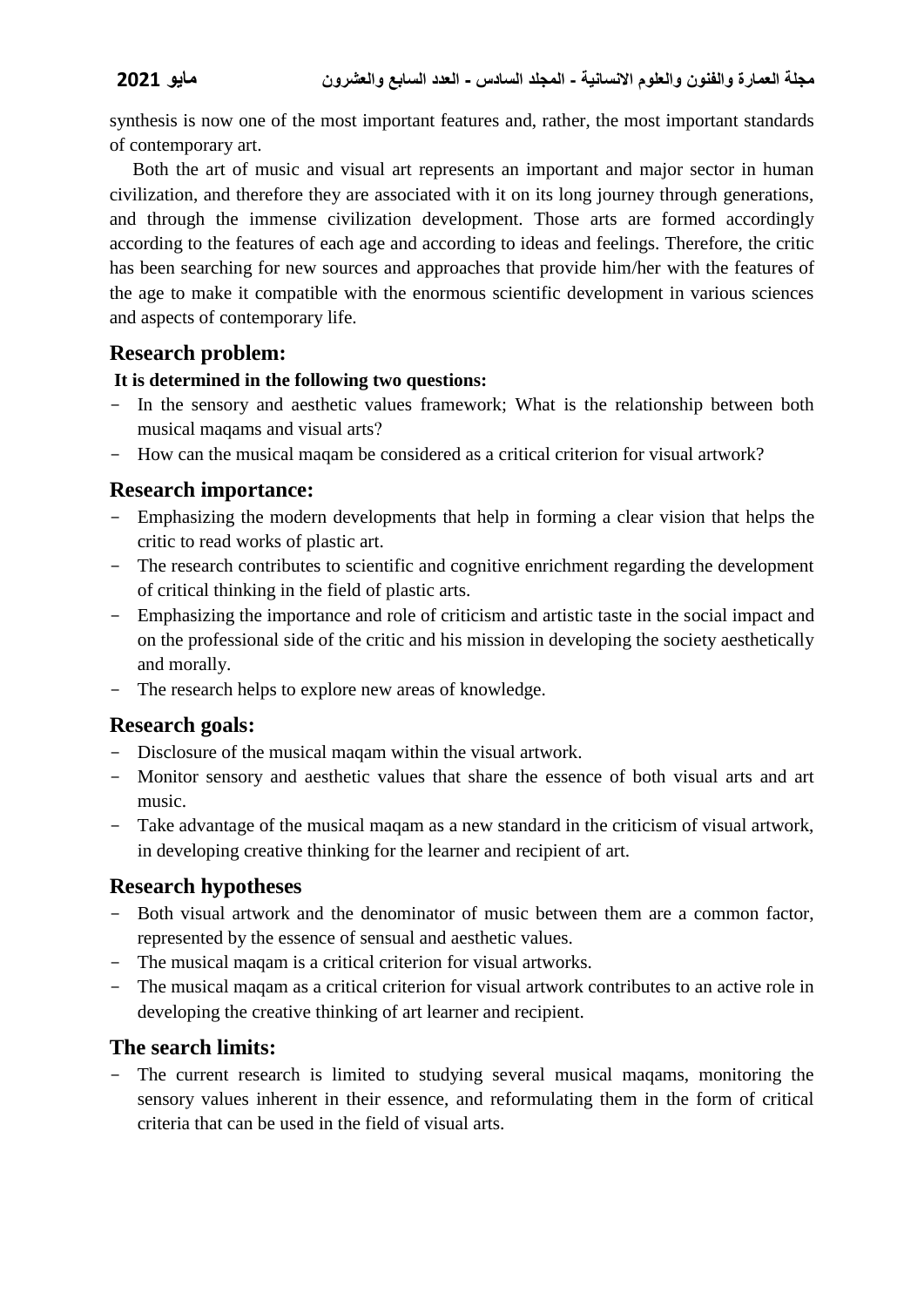synthesis is now one of the most important features and, rather, the most important standards of contemporary art.

Both the art of music and visual art represents an important and major sector in human civilization, and therefore they are associated with it on its long journey through generations, and through the immense civilization development. Those arts are formed accordingly according to the features of each age and according to ideas and feelings. Therefore, the critic has been searching for new sources and approaches that provide him/her with the features of the age to make it compatible with the enormous scientific development in various sciences and aspects of contemporary life.

## Research problem:

**It is determined in the following two questions:**

- In the sensory and aesthetic values framework; What is the relationship between both musical maqams and visual arts?
- How can the musical maqam be considered as a critical criterion for visual artwork?

## Research importance:

- Emphasizing the modern developments that help in forming a clear vision that helps the critic to read works of plastic art.
- The research contributes to scientific and cognitive enrichment regarding the development of critical thinking in the field of plastic arts.
- Emphasizing the importance and role of criticism and artistic taste in the social impact and on the professional side of the critic and his mission in developing the society aesthetically and morally.
- The research helps to explore new areas of knowledge.

## Research goals:

- Disclosure of the musical maqam within the visual artwork.
- Monitor sensory and aesthetic values that share the essence of both visual arts and art music.
- Take advantage of the musical maqam as a new standard in the criticism of visual artwork, in developing creative thinking for the learner and recipient of art.

## Research hypotheses

- Both visual artwork and the denominator of music between them are a common factor, represented by the essence of sensual and aesthetic values.
- The musical maqam is a critical criterion for visual artworks.
- The musical maqam as a critical criterion for visual artwork contributes to an active role in developing the creative thinking of art learner and recipient.

## The search limits:

- The current research is limited to studying several musical maqams, monitoring the sensory values inherent in their essence, and reformulating them in the form of critical criteria that can be used in the field of visual arts.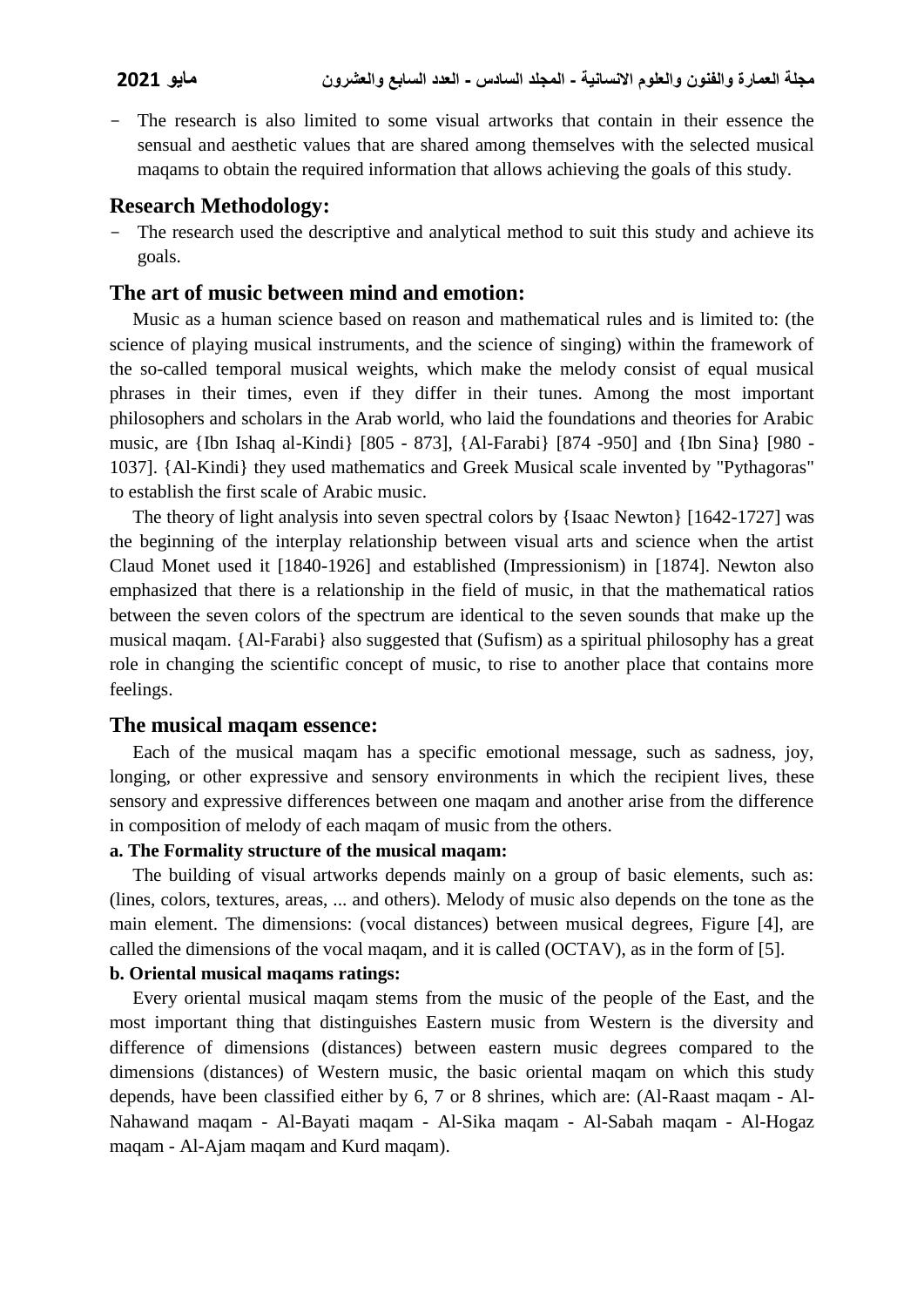- The research is also limited to some visual artworks that contain in their essence the sensual and aesthetic values that are shared among themselves with the selected musical maqams to obtain the required information that allows achieving the goals of this study.

## Research Methodology:

- The research used the descriptive and analytical method to suit this study and achieve its goals.

## The art of music between mind and emotion:

Music as a human science based on reason and mathematical rules and is limited to: (the science of playing musical instruments, and the science of singing) within the framework of the so-called temporal musical weights, which make the melody consist of equal musical phrases in their times, even if they differ in their tunes. Among the most important philosophers and scholars in the Arab world, who laid the foundations and theories for Arabic music, are {Ibn Ishaq al-Kindi} [805 - 873], {Al-Farabi} [874 -950] and {Ibn Sina} [980 - 1037]. {Al-Kindi} they used mathematics and Greek Musical scale invented by "Pythagoras" to establish the first scale of Arabic music.

The theory of light analysis into seven spectral colors by {Isaac Newton} [1642-1727] was the beginning of the interplay relationship between visual arts and science when the artist Claud Monet used it [1840-1926] and established (Impressionism) in [1874]. Newton also emphasized that there is a relationship in the field of music, in that the mathematical ratios between the seven colors of the spectrum are identical to the seven sounds that make up the musical maqam. {Al-Farabi} also suggested that (Sufism) as a spiritual philosophy has a great role in changing the scientific concept of music, to rise to another place that contains more feelings.

## The musical maqam essence:

Each of the musical maqam has a specific emotional message, such as sadness, joy, longing, or other expressive and sensory environments in which the recipient lives, these sensory and expressive differences between one maqam and another arise from the difference in composition of melody of each maqam of music from the others.

### a. The Formality structure of the musical maqam:

The building of visual artworks depends mainly on a group of basic elements, such as: (lines, colors, textures, areas, ... and others). Melody of music also depends on the tone as the main element. The dimensions: (vocal distances) between musical degrees, Figure [4], are called the dimensions of the vocal maqam, and it is called (OCTAV), as in the form of [5].

### b. Oriental musical maqams ratings:

Every oriental musical maqam stems from the music of the people of the East, and the most important thing that distinguishes Eastern music from Western is the diversity and difference of dimensions (distances) between eastern music degrees compared to the dimensions (distances) of Western music, the basic oriental maqam on which this study depends, have been classified either by 6, 7 or 8 shrines, which are: (Al-Raast maqam - Al-Nahawand maqam - Al-Bayati maqam - Al-Sika maqam - Al-Sabah maqam - Al-Hogaz maqam - Al-Ajam maqam and Kurd maqam).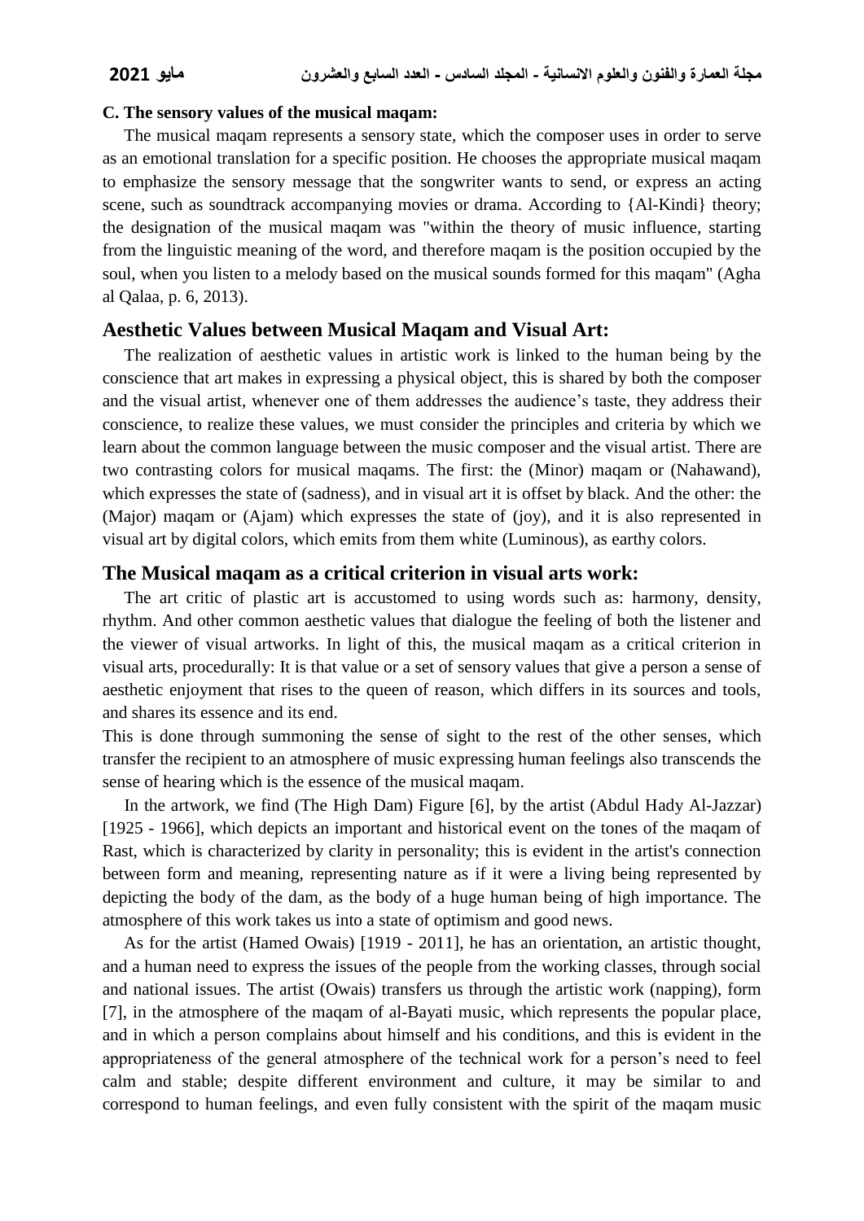**C. The sensory values of the musical maqam:**

The musical maqam represents a sensory state, which the composer uses in order to serve as an emotional translation for a specific position. He chooses the appropriate musical maqam to emphasize the sensory message that the songwriter wants to send, or express an acting scene, such as soundtrack accompanying movies or drama. According to {Al-Kindi} theory; the designation of the musical maqam was "within the theory of music influence, starting from the linguistic meaning of the word, and therefore maqam is the position occupied by the soul, when you listen to a melody based on the musical sounds formed for this maqam" (Agha al Qalaa, p. 6, 2013).

## Aesthetic Values between Musical Maqam and Visual Art:

The realization of aesthetic values in artistic work is linked to the human being by the conscience that art makes in expressing a physical object, this is shared by both the composer and the visual artist, whenever one of them addresses the audience's taste, they address their conscience, to realize these values, we must consider the principles and criteria by which we learn about the common language between the music composer and the visual artist. There are two contrasting colors for musical maqams. The first: the (Minor) maqam or (Nahawand), which expresses the state of (sadness), and in visual art it is offset by black. And the other: the (Major) maqam or (Ajam) which expresses the state of (joy), and it is also represented in visual art by digital colors, which emits from them white (Luminous), as earthy colors.

## The Musical maqam as a critical criterion in visual arts work:

The art critic of plastic art is accustomed to using words such as: harmony, density, rhythm. And other common aesthetic values that dialogue the feeling of both the listener and the viewer of visual artworks. In light of this, the musical maqam as a critical criterion in visual arts, procedurally: It is that value or a set of sensory values that give a person a sense of aesthetic enjoyment that rises to the queen of reason, which differs in its sources and tools, and shares its essence and its end.

This is done through summoning the sense of sight to the rest of the other senses, which transfer the recipient to an atmosphere of music expressing human feelings also transcends the sense of hearing which is the essence of the musical maqam.

In the artwork, we find (The High Dam) Figure [6], by the artist (Abdul Hady Al-Jazzar) [1925 - 1966], which depicts an important and historical event on the tones of the maqam of Rast, which is characterized by clarity in personality; this is evident in the artist's connection between form and meaning, representing nature as if it were a living being represented by depicting the body of the dam, as the body of a huge human being of high importance. The atmosphere of this work takes us into a state of optimism and good news.

As for the artist (Hamed Owais) [1919 - 2011], he has an orientation, an artistic thought, and a human need to express the issues of the people from the working classes, through social and national issues. The artist (Owais) transfers us through the artistic work (napping), form [7], in the atmosphere of the maqam of al-Bayati music, which represents the popular place, and in which a person complains about himself and his conditions, and this is evident in the appropriateness of the general atmosphere of the technical work for a person's need to feel calm and stable; despite different environment and culture, it may be similar to and correspond to human feelings, and even fully consistent with the spirit of the maqam music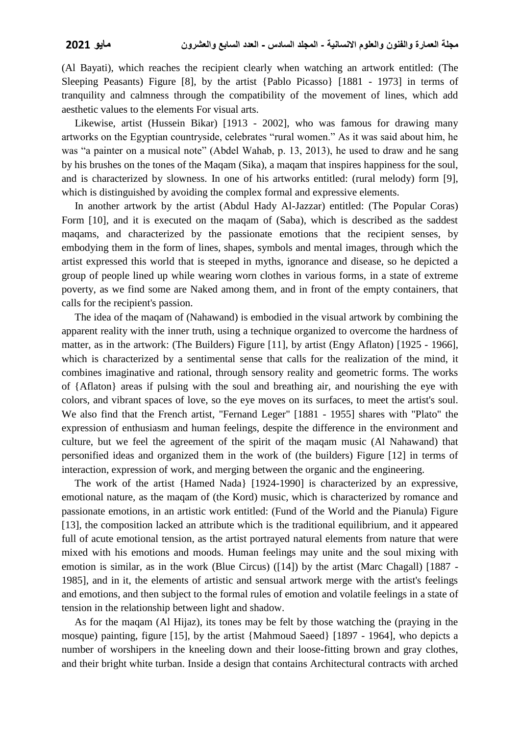(Al Bayati), which reaches the recipient clearly when watching an artwork entitled: (The Sleeping Peasants) Figure [8], by the artist {Pablo Picasso} [1881 - 1973] in terms of tranquility and calmness through the compatibility of the movement of lines, which add aesthetic values to the elements For visual arts.

Likewise, artist (Hussein Bikar) [1913 - 2002], who was famous for drawing many artworks on the Egyptian countryside, celebrates “rural women.” As it was said about him, he was “a painter on a musical note” (Abdel Wahab, p. 13, 2013), he used to draw and he sang by his brushes on the tones of the Maqam (Sika), a maqam that inspires happiness for the soul, and is characterized by slowness. In one of his artworks entitled: (rural melody) form [9], which is distinguished by avoiding the complex formal and expressive elements.

In another artwork by the artist (Abdul Hady Al-Jazzar) entitled: (The Popular Coras) Form [10], and it is executed on the maqam of (Saba), which is described as the saddest maqams, and characterized by the passionate emotions that the recipient senses, by embodying them in the form of lines, shapes, symbols and mental images, through which the artist expressed this world that is steeped in myths, ignorance and disease, so he depicted a group of people lined up while wearing worn clothes in various forms, in a state of extreme poverty, as we find some are Naked among them, and in front of the empty containers, that calls for the recipient's passion.

The idea of the maqam of (Nahawand) is embodied in the visual artwork by combining the apparent reality with the inner truth, using a technique organized to overcome the hardness of matter, as in the artwork: (The Builders) Figure [11], by artist (Engy Aflaton) [1925 - 1966], which is characterized by a sentimental sense that calls for the realization of the mind, it combines imaginative and rational, through sensory reality and geometric forms. The works of {Aflaton} areas if pulsing with the soul and breathing air, and nourishing the eye with colors, and vibrant spaces of love, so the eye moves on its surfaces, to meet the artist's soul. We also find that the French artist, "Fernand Leger" [1881 - 1955] shares with "Plato" the expression of enthusiasm and human feelings, despite the difference in the environment and culture, but we feel the agreement of the spirit of the maqam music (Al Nahawand) that personified ideas and organized them in the work of (the builders) Figure [12] in terms of interaction, expression of work, and merging between the organic and the engineering.

The work of the artist {Hamed Nada} [1924-1990] is characterized by an expressive, emotional nature, as the maqam of (the Kord) music, which is characterized by romance and passionate emotions, in an artistic work entitled: (Fund of the World and the Pianula) Figure [13], the composition lacked an attribute which is the traditional equilibrium, and it appeared full of acute emotional tension, as the artist portrayed natural elements from nature that were mixed with his emotions and moods. Human feelings may unite and the soul mixing with emotion is similar, as in the work (Blue Circus) ([14]) by the artist (Marc Chagall) [1887 - 1985], and in it, the elements of artistic and sensual artwork merge with the artist's feelings and emotions, and then subject to the formal rules of emotion and volatile feelings in a state of tension in the relationship between light and shadow.

As for the maqam (Al Hijaz), its tones may be felt by those watching the (praying in the mosque) painting, figure [15], by the artist {Mahmoud Saeed} [1897 - 1964], who depicts a number of worshipers in the kneeling down and their loose-fitting brown and gray clothes, and their bright white turban. Inside a design that contains Architectural contracts with arched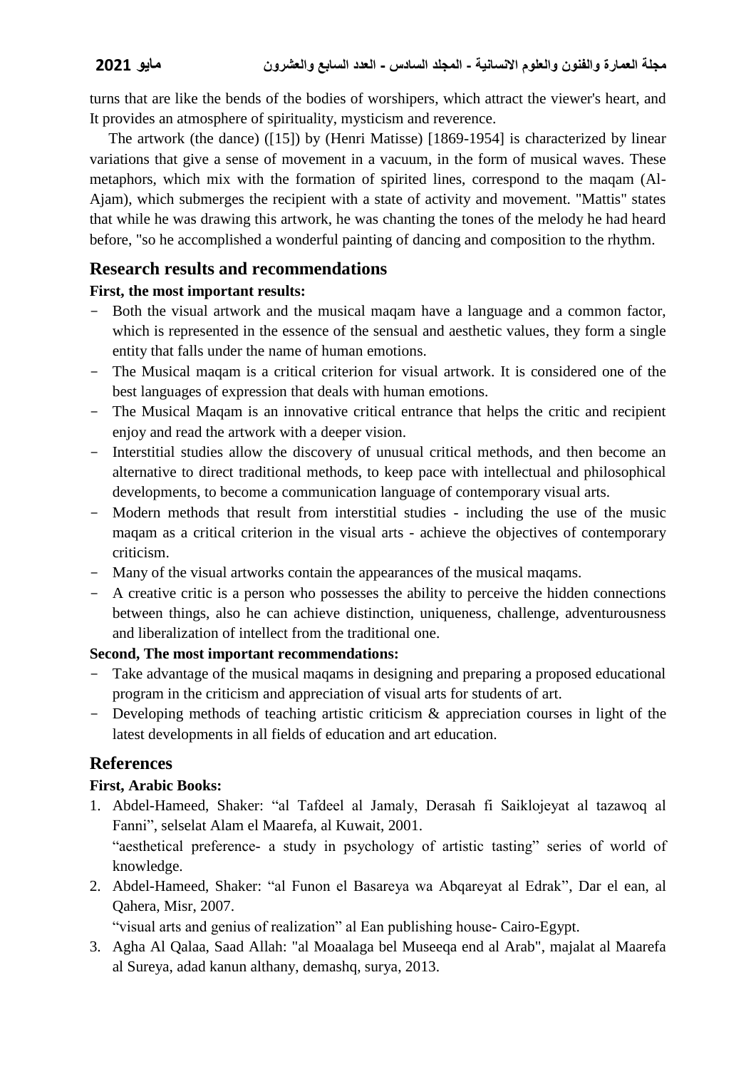turns that are like the bends of the bodies of worshipers, which attract the viewer's heart, and It provides an atmosphere of spirituality, mysticism and reverence.

The artwork (the dance) ([15]) by (Henri Matisse) [1869-1954] is characterized by linear variations that give a sense of movement in a vacuum, in the form of musical waves. These metaphors, which mix with the formation of spirited lines, correspond to the maqam (Al-Ajam), which submerges the recipient with a state of activity and movement. "Mattis" states that while he was drawing this artwork, he was chanting the tones of the melody he had heard before, "so he accomplished a wonderful painting of dancing and composition to the rhythm.

## Research results and recommendations

**First, the most important results:**

- Both the visual artwork and the musical maqam have a language and a common factor, which is represented in the essence of the sensual and aesthetic values, they form a single entity that falls under the name of human emotions.
- The Musical maqam is a critical criterion for visual artwork. It is considered one of the best languages of expression that deals with human emotions.
- The Musical Maqam is an innovative critical entrance that helps the critic and recipient enjoy and read the artwork with a deeper vision.
- Interstitial studies allow the discovery of unusual critical methods, and then become an alternative to direct traditional methods, to keep pace with intellectual and philosophical developments, to become a communication language of contemporary visual arts.
- Modern methods that result from interstitial studies - including the use of the music maqam as a critical criterion in the visual arts - achieve the objectives of contemporary criticism.
- Many of the visual artworks contain the appearances of the musical maqams.
- A creative critic is a person who possesses the ability to perceive the hidden connections between things, also he can achieve distinction, uniqueness, challenge, adventurousness and liberalization of intellect from the traditional one.

**Second, The most important recommendations:**

- Take advantage of the musical maqams in designing and preparing a proposed educational program in the criticism and appreciation of visual arts for students of art.
- Developing methods of teaching artistic criticism & appreciation courses in light of the latest developments in all fields of education and art education.

## References

**First, Arabic Books:**

1. Abdel-Hameed, Shaker: “al Tafdeel al Jamaly, Derasah fi Saiklojeyat al tazawoq al Fanni”, selselat Alam el Maarefa, al Kuwait, 2001.
   “aesthetical preference- a study in psychology of artistic tasting” series of world of knowledge.
2. Abdel-Hameed, Shaker: “al Funon el Basareya wa Abqareyat al Edrak”, Dar el ean, al Qahera, Misr, 2007.
   “visual arts and genius of realization” al Ean publishing house- Cairo-Egypt.
3. Agha Al Qalaa, Saad Allah: "al Moaalaga bel Museeqa end al Arab", majalat al Maarefa al Sureya, adad kanun althany, demashq, surya, 2013.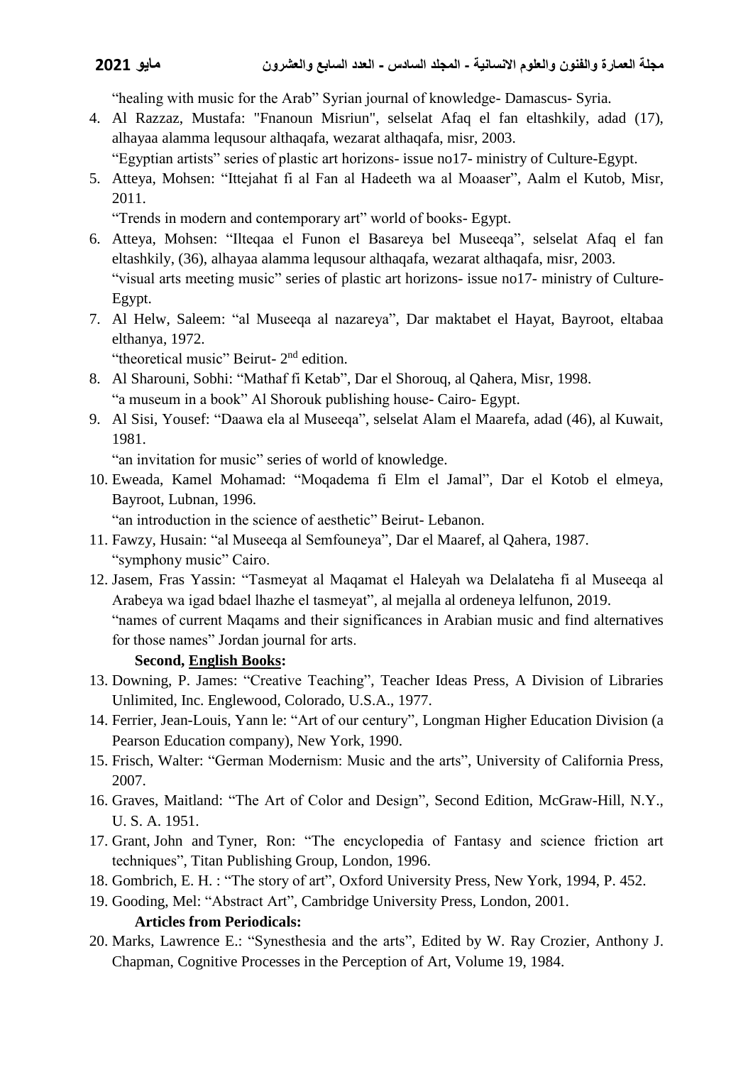"healing with music for the Arab" Syrian journal of knowledge- Damascus- Syria.

4. Al Razzaz, Mustafa: "Fnanoun Misriun", selselat Afaq el fan eltashkily, adad (17), alhayaa alamma lequsour althaqafa, wezarat althaqafa, misr, 2003.
   "Egyptian artists" series of plastic art horizons- issue no17- ministry of Culture-Egypt.
5. Atteya, Mohsen: "Ittejahat fi al Fan al Hadeeth wa al Moaaser", Aalm el Kutob, Misr, 2011.
   "Trends in modern and contemporary art" world of books- Egypt.
6. Atteya, Mohsen: "Ilteqaa el Funon el Basareya bel Museeqa", selselat Afaq el fan eltashkily, (36), alhayaa alamma lequsour althaqafa, wezarat althaqafa, misr, 2003.
   "visual arts meeting music" series of plastic art horizons- issue no17- ministry of Culture-Egypt.
7. Al Helw, Saleem: "al Museeqa al nazareya", Dar maktabet el Hayat, Bayroot, eltabaa elthanya, 1972.
   "theoretical music" Beirut- 2nd edition.
8. Al Sharouni, Sobhi: "Mathaf fi Ketab", Dar el Shorouq, al Qahera, Misr, 1998.
   "a museum in a book" Al Shorouk publishing house- Cairo- Egypt.
9. Al Sisi, Yousef: "Daawa ela al Museeqa", selselat Alam el Maarefa, adad (46), al Kuwait, 1981.
   "an invitation for music" series of world of knowledge.
10. Eweada, Kamel Mohamad: "Moqadema fi Elm el Jamal", Dar el Kotob el elmeya, Bayroot, Lubnan, 1996.
    "an introduction in the science of aesthetic" Beirut- Lebanon.
11. Fawzy, Husain: "al Museeqa al Semfouneya", Dar el Maaref, al Qahera, 1987.
    "symphony music" Cairo.
12. Jasem, Fras Yassin: "Tasmeyat al Maqamat el Haleyah wa Delalateha fi al Museeqa al Arabeya wa igad bdael lhazhe el tasmeyat", al mejalla al ordeneya lelfunon, 2019.
    "names of current Maqams and their significances in Arabian music and find alternatives for those names" Jordan journal for arts.

**Second, English Books:**

13. Downing, P. James: "Creative Teaching", Teacher Ideas Press, A Division of Libraries Unlimited, Inc. Englewood, Colorado, U.S.A., 1977.
14. Ferrier, Jean-Louis, Yann le: "Art of our century", Longman Higher Education Division (a Pearson Education company), New York, 1990.
15. Frisch, Walter: "German Modernism: Music and the arts", University of California Press, 2007.
16. Graves, Maitland: "The Art of Color and Design", Second Edition, McGraw-Hill, N.Y., U. S. A. 1951.
17. Grant, John and Tyner, Ron: "The encyclopedia of Fantasy and science friction art techniques", Titan Publishing Group, London, 1996.
18. Gombrich, E. H. : "The story of art", Oxford University Press, New York, 1994, P. 452.
19. Gooding, Mel: "Abstract Art", Cambridge University Press, London, 2001.

**Articles from Periodicals:**

20. Marks, Lawrence E.: "Synesthesia and the arts", Edited by W. Ray Crozier, Anthony J. Chapman, Cognitive Processes in the Perception of Art, Volume 19, 1984.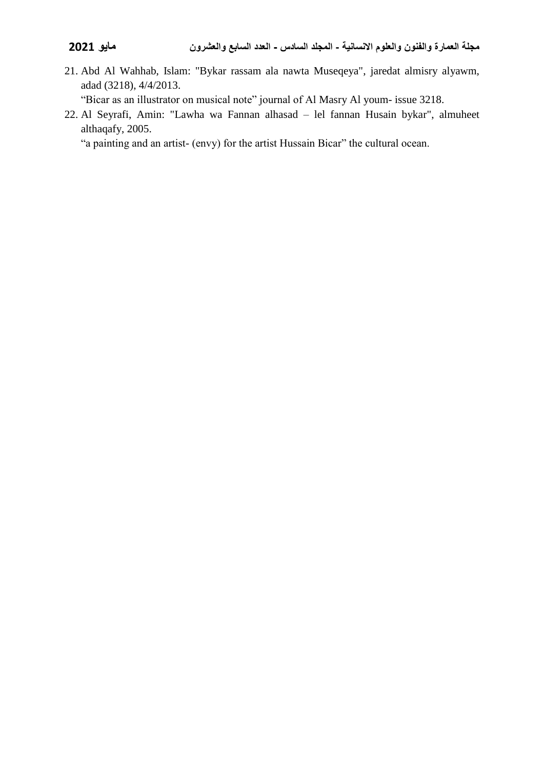21. Abd Al Wahhab, Islam: "Bykar rassam ala nawta Museqeya", jaredat almisry alyawm, adad (3218), 4/4/2013.
    "Bicar as an illustrator on musical note" journal of Al Masry Al youm- issue 3218.
22. Al Seyrafi, Amin: "Lawha wa Fannan alhasad – lel fannan Husain bykar", almuheet althaqafy, 2005.
    "a painting and an artist- (envy) for the artist Hussain Bicar" the cultural ocean.